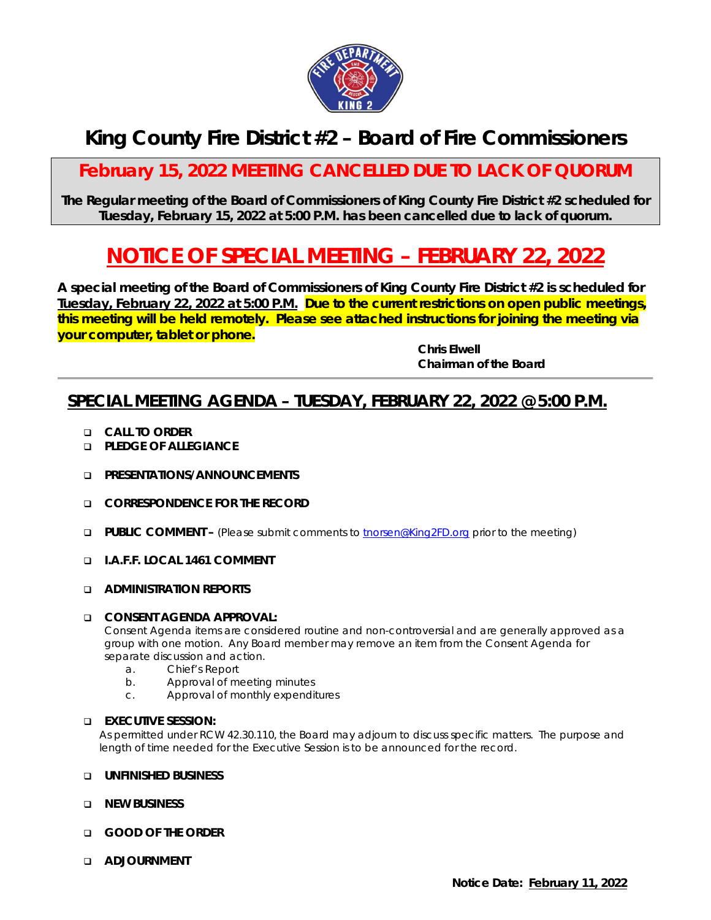# King County Fire District #2 – Board of Fire Commissioners

## February 15, 2022 MEETING CANCELLED DUE TO LACK OF QUORUM

**The Regular meeting of the Board of Commissioners of King County Fire District #2 scheduled for Tuesday, February 15, 2022 at 5:00 P.M. has been cancelled due to lack of quorum.**

# NOTICE OF SPECIAL MEETING – FEBRUARY 22, 2022

**A special meeting of the Board of Commissioners of King County Fire District #2 is scheduled for Tuesday, February 22, 2022 at 5:00 P.M. Due to the current restrictions on open public meetings, this meeting will be held remotely. Please see attached instructions for joining the meeting via your computer, tablet or phone.**

**Chris Elwell**
**Chairman of the Board**

---

## SPECIAL MEETING AGENDA – TUESDAY, FEBRUARY 22, 2022 @ 5:00 P.M.

- **CALL TO ORDER**
- **PLEDGE OF ALLEGIANCE**
- **PRESENTATIONS/ANNOUNCEMENTS**
- **CORRESPONDENCE FOR THE RECORD**
- **PUBLIC COMMENT –** (Please submit comments to tnorsen@King2FD.org prior to the meeting)
- **I.A.F.F. LOCAL 1461 COMMENT**
- **ADMINISTRATION REPORTS**
- **CONSENT AGENDA APPROVAL:**
  Consent Agenda items are considered routine and non-controversial and are generally approved as a group with one motion. Any Board member may remove an item from the Consent Agenda for separate discussion and action.
  a. Chief's Report
  b. Approval of meeting minutes
  c. Approval of monthly expenditures
- **EXECUTIVE SESSION:**
  As permitted under RCW 42.30.110, the Board may adjourn to discuss specific matters. The purpose and length of time needed for the Executive Session is to be announced for the record.
- **UNFINISHED BUSINESS**
- **NEW BUSINESS**
- **GOOD OF THE ORDER**
- **ADJOURNMENT**

**Notice Date: February 11, 2022**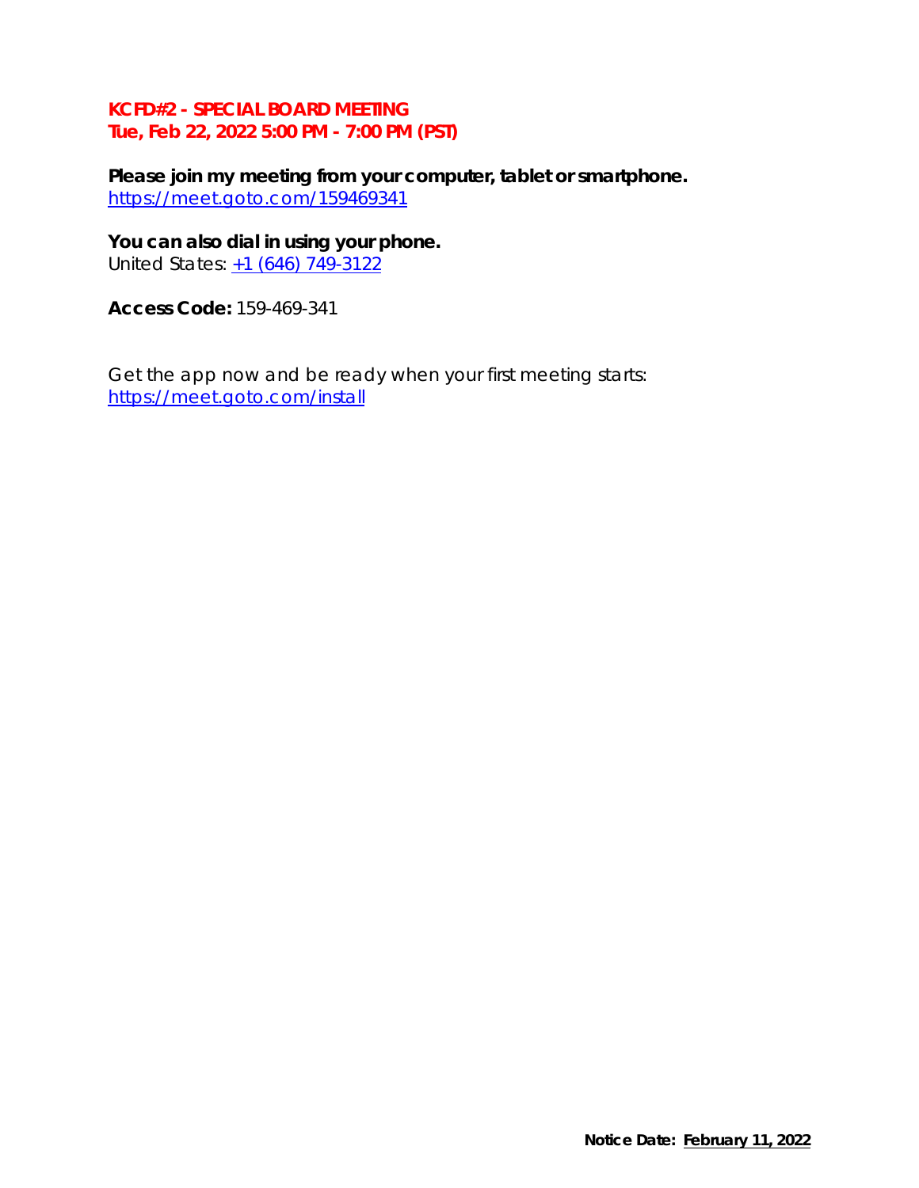**KCFD#2 - SPECIAL BOARD MEETING**
**Tue, Feb 22, 2022 5:00 PM - 7:00 PM (PST)**

**Please join my meeting from your computer, tablet or smartphone.**
https://meet.goto.com/159469341

**You can also dial in using your phone.**
United States: +1 (646) 749-3122

**Access Code:** 159-469-341

Get the app now and be ready when your first meeting starts:
https://meet.goto.com/install

**Notice Date: February 11, 2022**